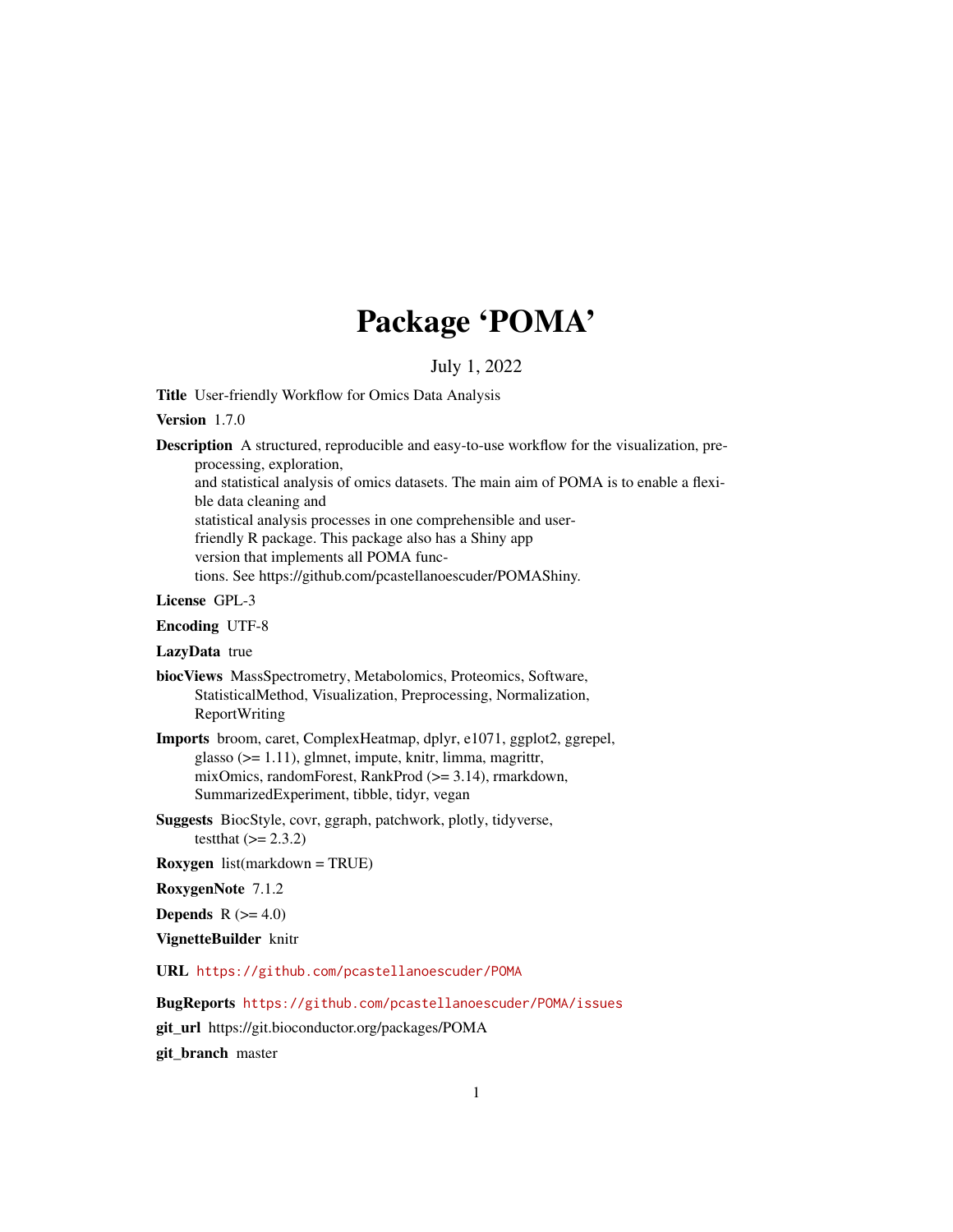# Package 'POMA'

July 1, 2022

**Title** User-friendly Workflow for Omics Data Analysis

**Version** 1.7.0

**Description** A structured, reproducible and easy-to-use workflow for the visualization, preprocessing, exploration, and statistical analysis of omics datasets. The main aim of POMA is to enable a flexible data cleaning and statistical analysis processes in one comprehensible and user-friendly R package. This package also has a Shiny app version that implements all POMA functions. See https://github.com/pcastellanoescuder/POMAShiny.

**License** GPL-3

**Encoding** UTF-8

**LazyData** true

**biocViews** MassSpectrometry, Metabolomics, Proteomics, Software, StatisticalMethod, Visualization, Preprocessing, Normalization, ReportWriting

**Imports** broom, caret, ComplexHeatmap, dplyr, e1071, ggplot2, ggrepel, glasso (>= 1.11), glmnet, impute, knitr, limma, magrittr, mixOmics, randomForest, RankProd (>= 3.14), rmarkdown, SummarizedExperiment, tibble, tidyr, vegan

**Suggests** BiocStyle, covr, ggraph, patchwork, plotly, tidyverse, testthat (>= 2.3.2)

**Roxygen** list(markdown = TRUE)

**RoxygenNote** 7.1.2

**Depends** R (>= 4.0)

**VignetteBuilder** knitr

**URL** https://github.com/pcastellanoescuder/POMA

**BugReports** https://github.com/pcastellanoescuder/POMA/issues

**git_url** https://git.bioconductor.org/packages/POMA

**git_branch** master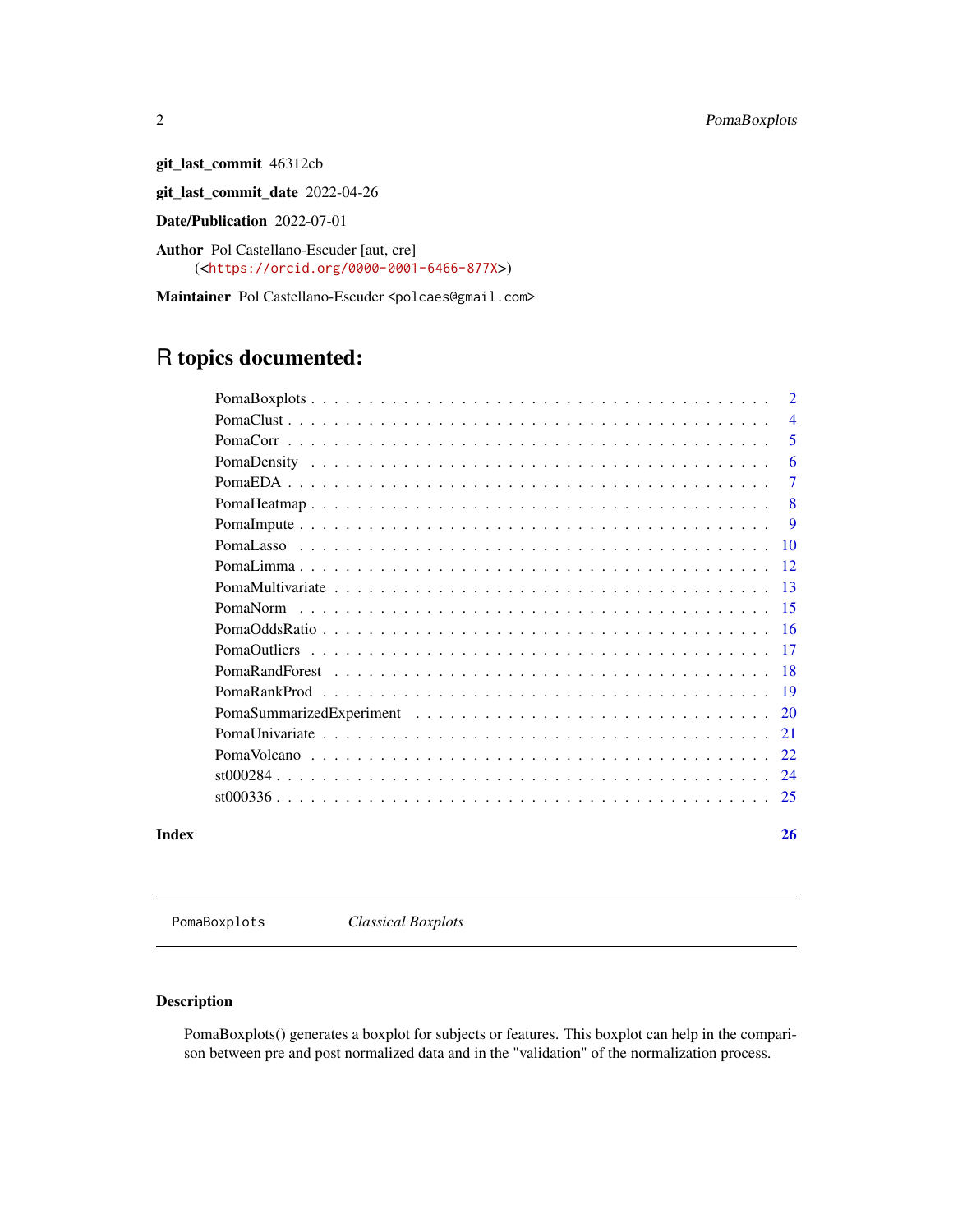**git_last_commit** 46312cb

**git_last_commit_date** 2022-04-26

**Date/Publication** 2022-07-01

**Author** Pol Castellano-Escuder [aut, cre] (<https://orcid.org/0000-0001-6466-877X>)

**Maintainer** Pol Castellano-Escuder <polcaes@gmail.com>

# R topics documented:

- PomaBoxplots . . . . . . . . . . 2
- PomaClust . . . . . . . . . . 4
- PomaCorr . . . . . . . . . . 5
- PomaDensity . . . . . . . . . . 6
- PomaEDA . . . . . . . . . . 7
- PomaHeatmap . . . . . . . . . . 8
- PomaImpute . . . . . . . . . . 9
- PomaLasso . . . . . . . . . . 10
- PomaLimma . . . . . . . . . . 12
- PomaMultivariate . . . . . . . . . . 13
- PomaNorm . . . . . . . . . . 15
- PomaOddsRatio . . . . . . . . . . 16
- PomaOutliers . . . . . . . . . . 17
- PomaRandForest . . . . . . . . . . 18
- PomaRankProd . . . . . . . . . . 19
- PomaSummarizedExperiment . . . . . . . . . . 20
- PomaUnivariate . . . . . . . . . . 21
- PomaVolcano . . . . . . . . . . 22
- st000284 . . . . . . . . . . 24
- st000336 . . . . . . . . . . 25

**Index** 26

---

`PomaBoxplots` *Classical Boxplots*

---

## Description

PomaBoxplots() generates a boxplot for subjects or features. This boxplot can help in the comparison between pre and post normalized data and in the "validation" of the normalization process.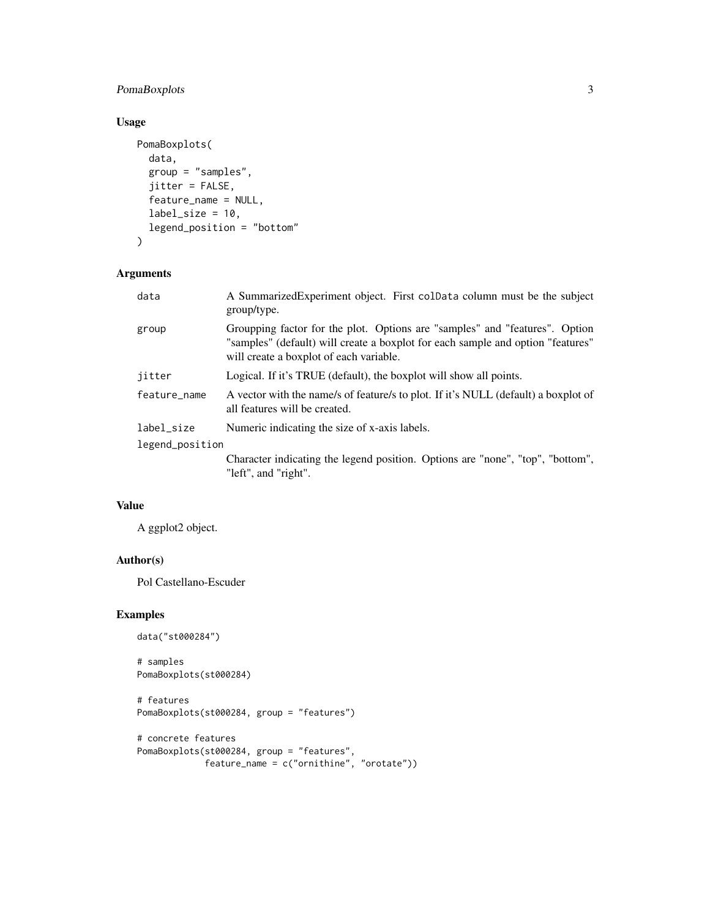## Usage

```
PomaBoxplots(
  data,
  group = "samples",
  jitter = FALSE,
  feature_name = NULL,
  label_size = 10,
  legend_position = "bottom"
)
```

## Arguments

| | |
|---|---|
| data | A SummarizedExperiment object. First colData column must be the subject group/type. |
| group | Groupping factor for the plot. Options are "samples" and "features". Option "samples" (default) will create a boxplot for each sample and option "features" will create a boxplot of each variable. |
| jitter | Logical. If it's TRUE (default), the boxplot will show all points. |
| feature_name | A vector with the name/s of feature/s to plot. If it's NULL (default) a boxplot of all features will be created. |
| label_size | Numeric indicating the size of x-axis labels. |
| legend_position | Character indicating the legend position. Options are "none", "top", "bottom", "left", and "right". |

## Value

A ggplot2 object.

## Author(s)

Pol Castellano-Escuder

## Examples

```
data("st000284")

# samples
PomaBoxplots(st000284)

# features
PomaBoxplots(st000284, group = "features")

# concrete features
PomaBoxplots(st000284, group = "features",
             feature_name = c("ornithine", "orotate"))
```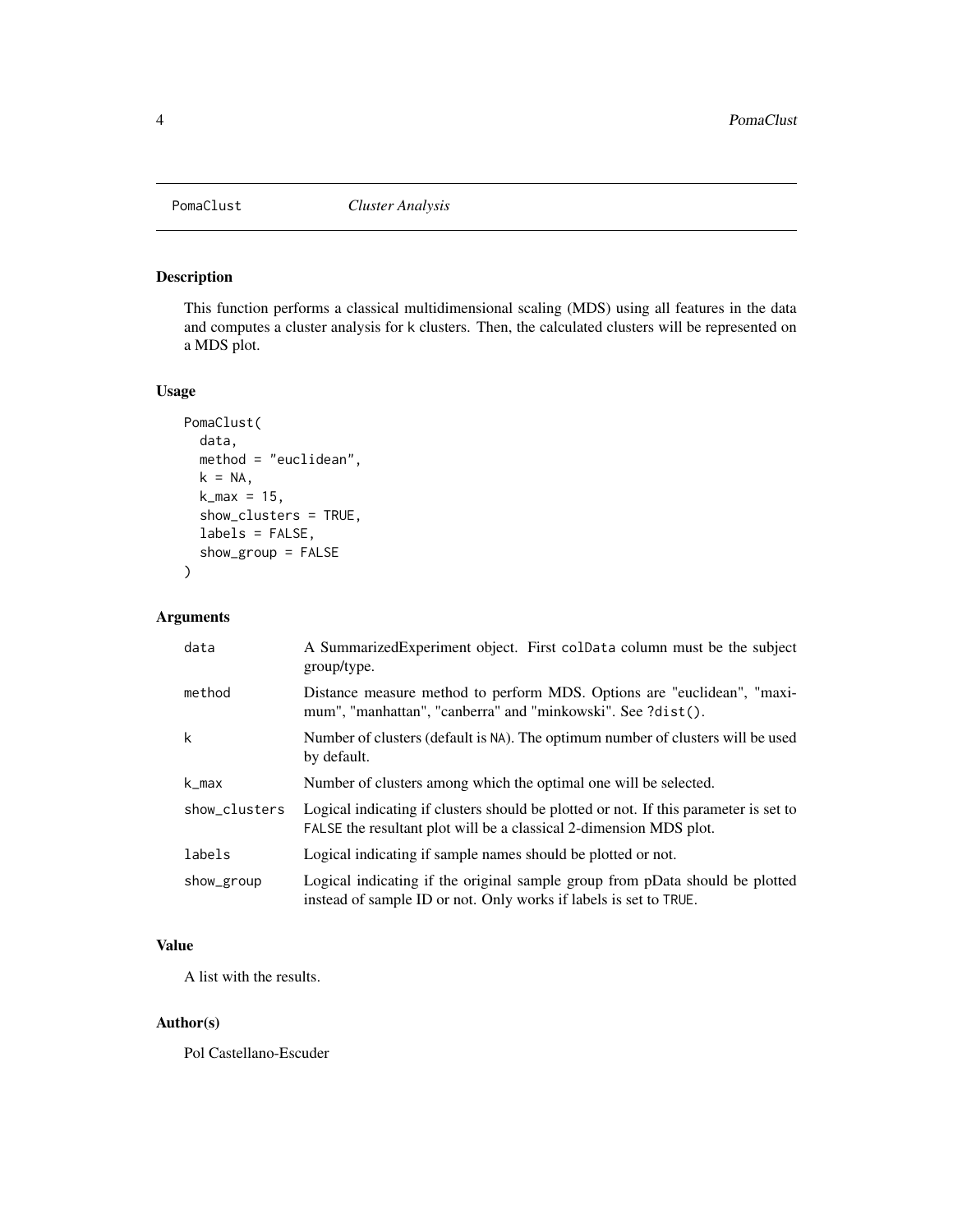PomaClust — *Cluster Analysis*

## Description

This function performs a classical multidimensional scaling (MDS) using all features in the data and computes a cluster analysis for k clusters. Then, the calculated clusters will be represented on a MDS plot.

## Usage

```
PomaClust(
  data,
  method = "euclidean",
  k = NA,
  k_max = 15,
  show_clusters = TRUE,
  labels = FALSE,
  show_group = FALSE
)
```

## Arguments

| | |
|---|---|
| data | A SummarizedExperiment object. First colData column must be the subject group/type. |
| method | Distance measure method to perform MDS. Options are "euclidean", "maximum", "manhattan", "canberra" and "minkowski". See ?dist(). |
| k | Number of clusters (default is NA). The optimum number of clusters will be used by default. |
| k_max | Number of clusters among which the optimal one will be selected. |
| show_clusters | Logical indicating if clusters should be plotted or not. If this parameter is set to FALSE the resultant plot will be a classical 2-dimension MDS plot. |
| labels | Logical indicating if sample names should be plotted or not. |
| show_group | Logical indicating if the original sample group from pData should be plotted instead of sample ID or not. Only works if labels is set to TRUE. |

## Value

A list with the results.

## Author(s)

Pol Castellano-Escuder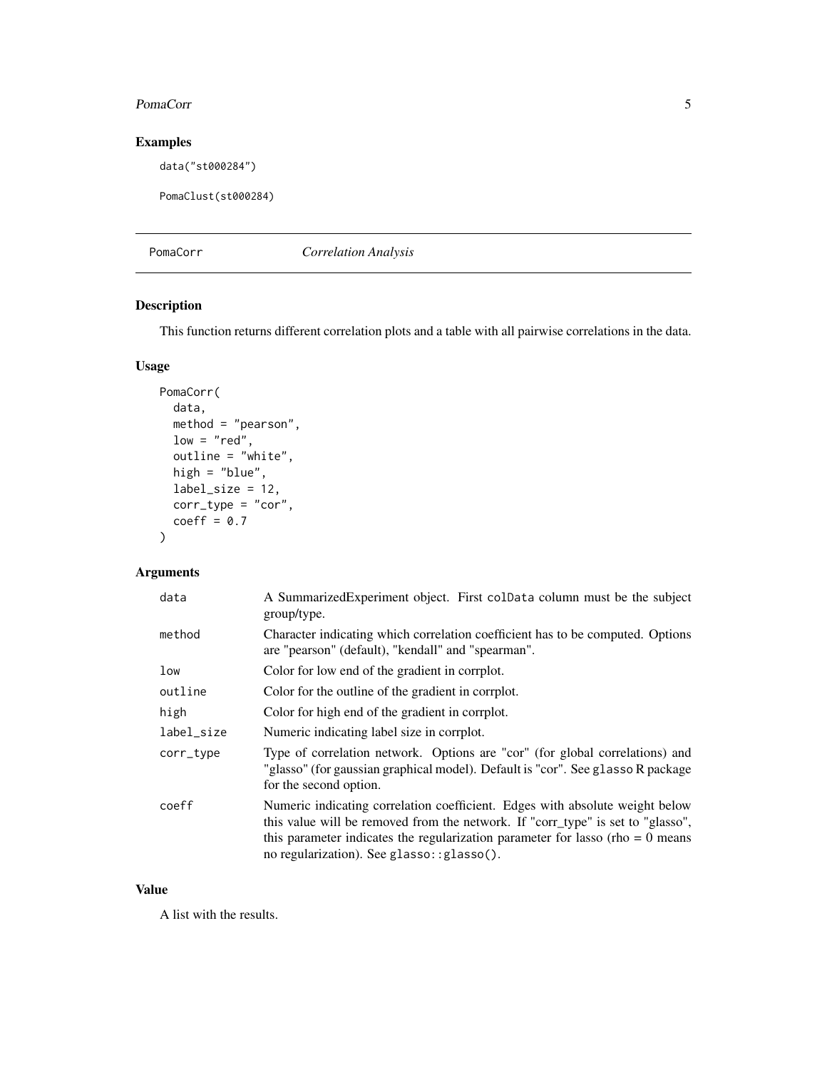## Examples

```
data("st000284")

PomaClust(st000284)
```

---

# PomaCorr — *Correlation Analysis*

## Description

This function returns different correlation plots and a table with all pairwise correlations in the data.

## Usage

```
PomaCorr(
  data,
  method = "pearson",
  low = "red",
  outline = "white",
  high = "blue",
  label_size = 12,
  corr_type = "cor",
  coeff = 0.7
)
```

## Arguments

| | |
|---|---|
| data | A SummarizedExperiment object. First colData column must be the subject group/type. |
| method | Character indicating which correlation coefficient has to be computed. Options are "pearson" (default), "kendall" and "spearman". |
| low | Color for low end of the gradient in corrplot. |
| outline | Color for the outline of the gradient in corrplot. |
| high | Color for high end of the gradient in corrplot. |
| label_size | Numeric indicating label size in corrplot. |
| corr_type | Type of correlation network. Options are "cor" (for global correlations) and "glasso" (for gaussian graphical model). Default is "cor". See glasso R package for the second option. |
| coeff | Numeric indicating correlation coefficient. Edges with absolute weight below this value will be removed from the network. If "corr_type" is set to "glasso", this parameter indicates the regularization parameter for lasso (rho = 0 means no regularization). See glasso::glasso(). |

## Value

A list with the results.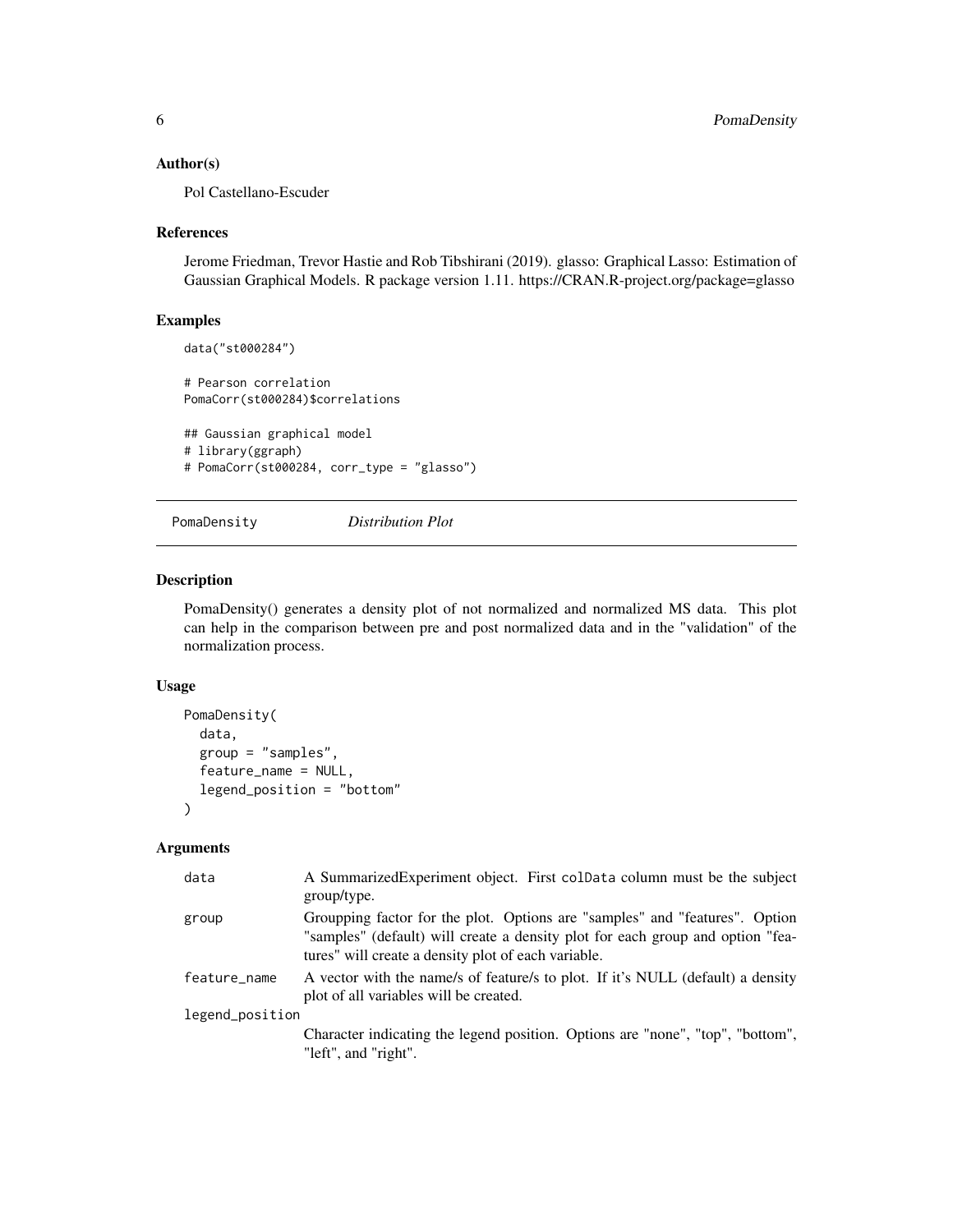### Author(s)

Pol Castellano-Escuder

### References

Jerome Friedman, Trevor Hastie and Rob Tibshirani (2019). glasso: Graphical Lasso: Estimation of Gaussian Graphical Models. R package version 1.11. https://CRAN.R-project.org/package=glasso

### Examples

```
data("st000284")

# Pearson correlation
PomaCorr(st000284)$correlations

## Gaussian graphical model
# library(ggraph)
# PomaCorr(st000284, corr_type = "glasso")
```

---

## PomaDensity *Distribution Plot*

---

### Description

PomaDensity() generates a density plot of not normalized and normalized MS data. This plot can help in the comparison between pre and post normalized data and in the "validation" of the normalization process.

### Usage

```
PomaDensity(
  data,
  group = "samples",
  feature_name = NULL,
  legend_position = "bottom"
)
```

### Arguments

| | |
|---|---|
| data | A SummarizedExperiment object. First colData column must be the subject group/type. |
| group | Groupping factor for the plot. Options are "samples" and "features". Option "samples" (default) will create a density plot for each group and option "features" will create a density plot of each variable. |
| feature_name | A vector with the name/s of feature/s to plot. If it's NULL (default) a density plot of all variables will be created. |
| legend_position | Character indicating the legend position. Options are "none", "top", "bottom", "left", and "right". |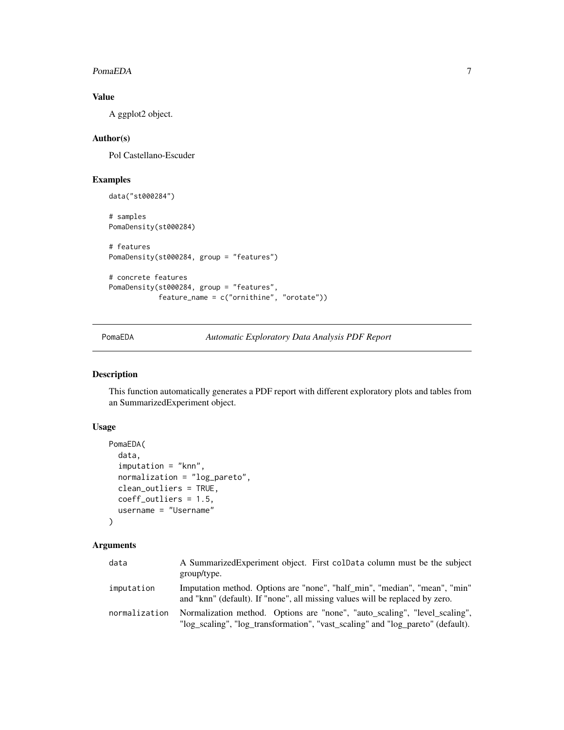## Value

A ggplot2 object.

## Author(s)

Pol Castellano-Escuder

## Examples

```
data("st000284")

# samples
PomaDensity(st000284)

# features
PomaDensity(st000284, group = "features")

# concrete features
PomaDensity(st000284, group = "features",
            feature_name = c("ornithine", "orotate"))
```

---

# PomaEDA — *Automatic Exploratory Data Analysis PDF Report*

## Description

This function automatically generates a PDF report with different exploratory plots and tables from an SummarizedExperiment object.

## Usage

```
PomaEDA(
  data,
  imputation = "knn",
  normalization = "log_pareto",
  clean_outliers = TRUE,
  coeff_outliers = 1.5,
  username = "Username"
)
```

## Arguments

| | |
|---|---|
| data | A SummarizedExperiment object. First colData column must be the subject group/type. |
| imputation | Imputation method. Options are "none", "half_min", "median", "mean", "min" and "knn" (default). If "none", all missing values will be replaced by zero. |
| normalization | Normalization method. Options are "none", "auto_scaling", "level_scaling", "log_scaling", "log_transformation", "vast_scaling" and "log_pareto" (default). |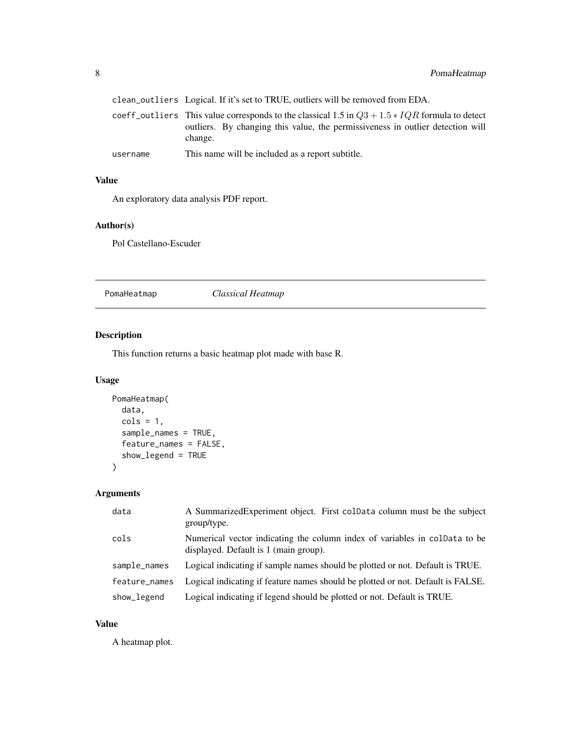| | |
|---|---|
| clean_outliers | Logical. If it's set to TRUE, outliers will be removed from EDA. |
| coeff_outliers | This value corresponds to the classical 1.5 in $Q3 + 1.5 * IQR$ formula to detect outliers. By changing this value, the permissiveness in outlier detection will change. |
| username | This name will be included as a report subtitle. |

### Value

An exploratory data analysis PDF report.

### Author(s)

Pol Castellano-Escuder

## PomaHeatmap *Classical Heatmap*

### Description

This function returns a basic heatmap plot made with base R.

### Usage

```
PomaHeatmap(
  data,
  cols = 1,
  sample_names = TRUE,
  feature_names = FALSE,
  show_legend = TRUE
)
```

### Arguments

| | |
|---|---|
| data | A SummarizedExperiment object. First colData column must be the subject group/type. |
| cols | Numerical vector indicating the column index of variables in colData to be displayed. Default is 1 (main group). |
| sample_names | Logical indicating if sample names should be plotted or not. Default is TRUE. |
| feature_names | Logical indicating if feature names should be plotted or not. Default is FALSE. |
| show_legend | Logical indicating if legend should be plotted or not. Default is TRUE. |

### Value

A heatmap plot.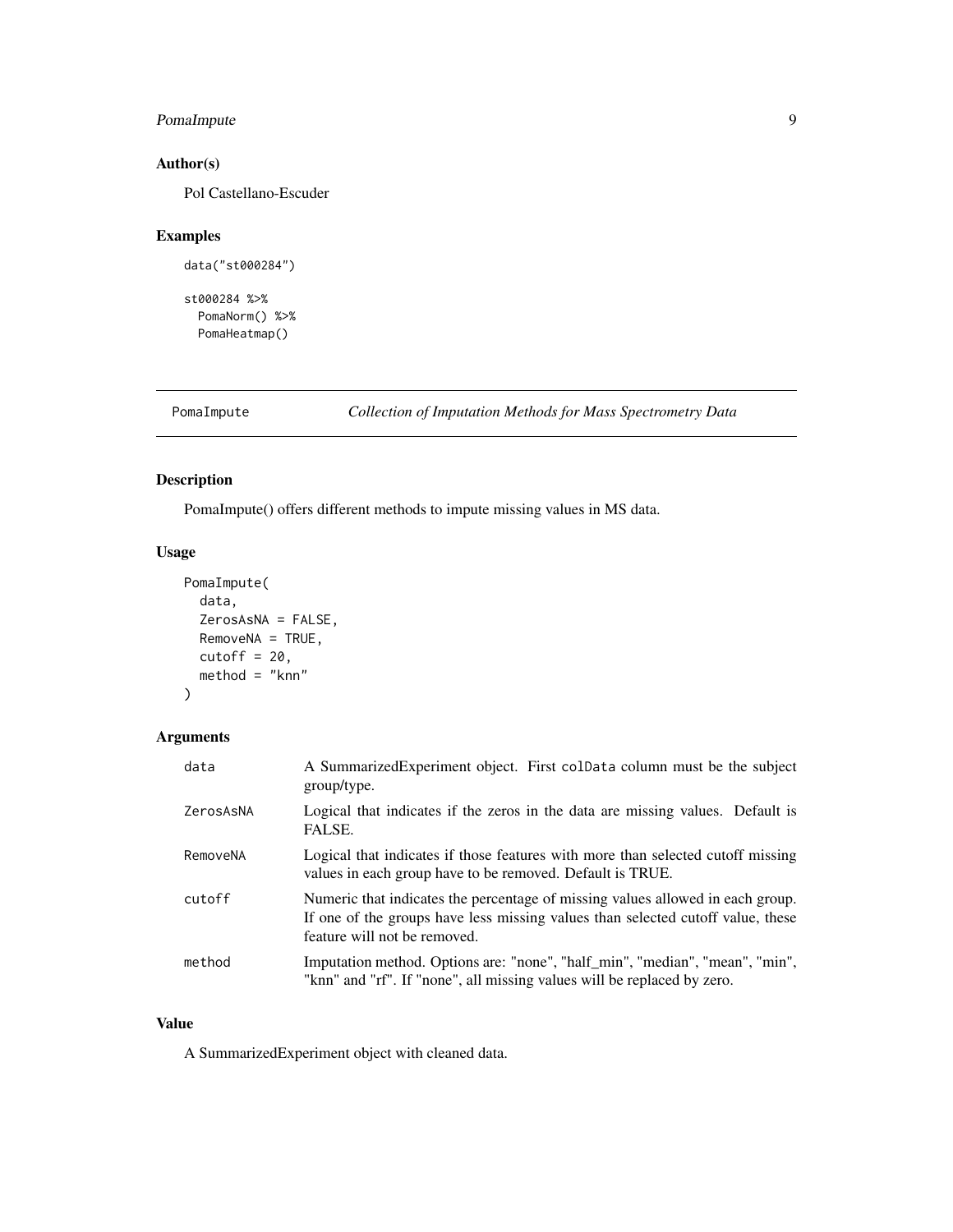## Author(s)

Pol Castellano-Escuder

## Examples

```
data("st000284")

st000284 %>%
  PomaNorm() %>%
  PomaHeatmap()
```

---

# PomaImpute — *Collection of Imputation Methods for Mass Spectrometry Data*

---

## Description

PomaImpute() offers different methods to impute missing values in MS data.

## Usage

```
PomaImpute(
  data,
  ZerosAsNA = FALSE,
  RemoveNA = TRUE,
  cutoff = 20,
  method = "knn"
)
```

## Arguments

| | |
|---|---|
| data | A SummarizedExperiment object. First `colData` column must be the subject group/type. |
| ZerosAsNA | Logical that indicates if the zeros in the data are missing values. Default is FALSE. |
| RemoveNA | Logical that indicates if those features with more than selected cutoff missing values in each group have to be removed. Default is TRUE. |
| cutoff | Numeric that indicates the percentage of missing values allowed in each group. If one of the groups have less missing values than selected cutoff value, these feature will not be removed. |
| method | Imputation method. Options are: "none", "half_min", "median", "mean", "min", "knn" and "rf". If "none", all missing values will be replaced by zero. |

## Value

A SummarizedExperiment object with cleaned data.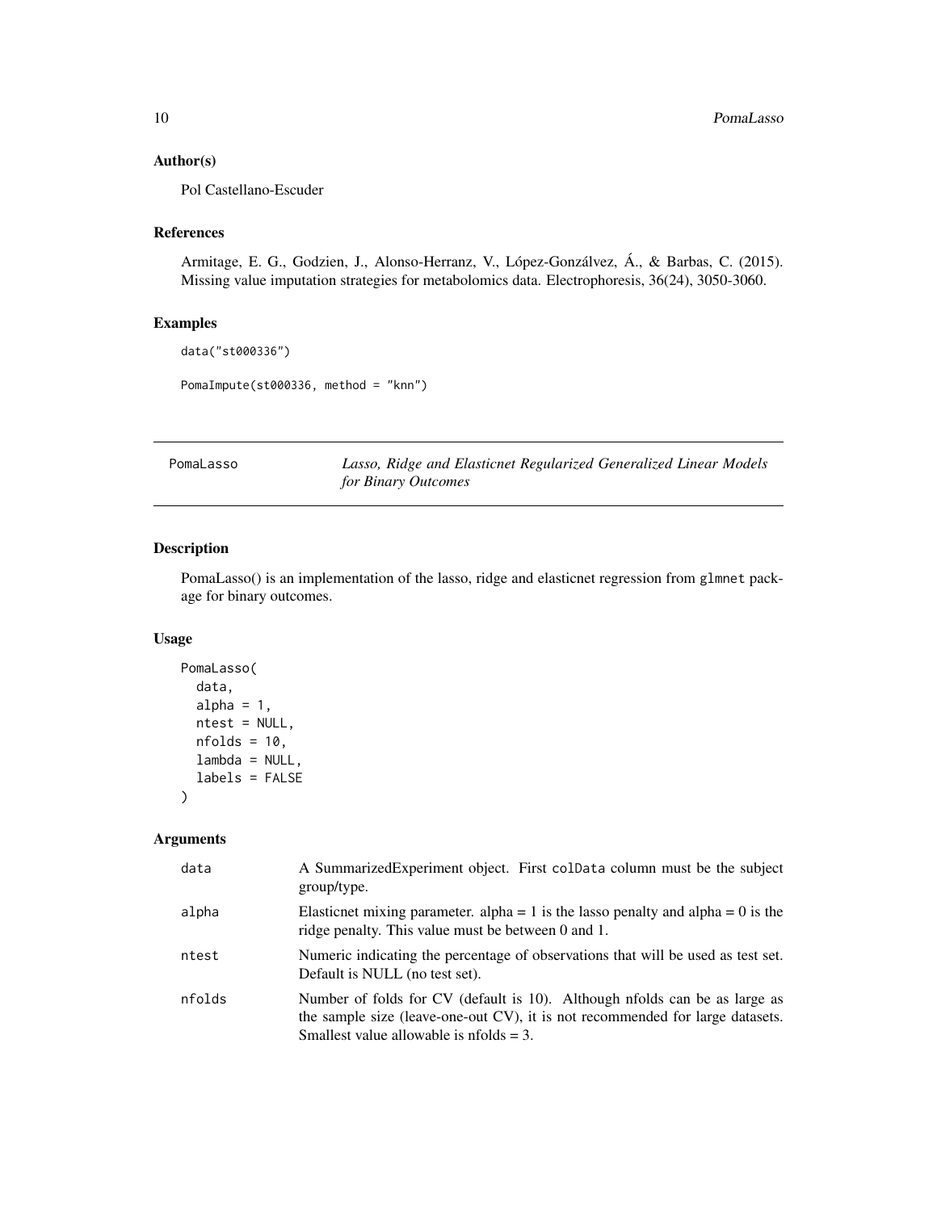### Author(s)

Pol Castellano-Escuder

### References

Armitage, E. G., Godzien, J., Alonso-Herranz, V., López-Gonzálvez, Á., & Barbas, C. (2015). Missing value imputation strategies for metabolomics data. Electrophoresis, 36(24), 3050-3060.

### Examples

```
data("st000336")

PomaImpute(st000336, method = "knn")
```

---

## PomaLasso — *Lasso, Ridge and Elasticnet Regularized Generalized Linear Models for Binary Outcomes*

---

### Description

PomaLasso() is an implementation of the lasso, ridge and elasticnet regression from glmnet package for binary outcomes.

### Usage

```
PomaLasso(
  data,
  alpha = 1,
  ntest = NULL,
  nfolds = 10,
  lambda = NULL,
  labels = FALSE
)
```

### Arguments

| | |
|---|---|
| data | A SummarizedExperiment object. First colData column must be the subject group/type. |
| alpha | Elasticnet mixing parameter. alpha = 1 is the lasso penalty and alpha = 0 is the ridge penalty. This value must be between 0 and 1. |
| ntest | Numeric indicating the percentage of observations that will be used as test set. Default is NULL (no test set). |
| nfolds | Number of folds for CV (default is 10). Although nfolds can be as large as the sample size (leave-one-out CV), it is not recommended for large datasets. Smallest value allowable is nfolds = 3. |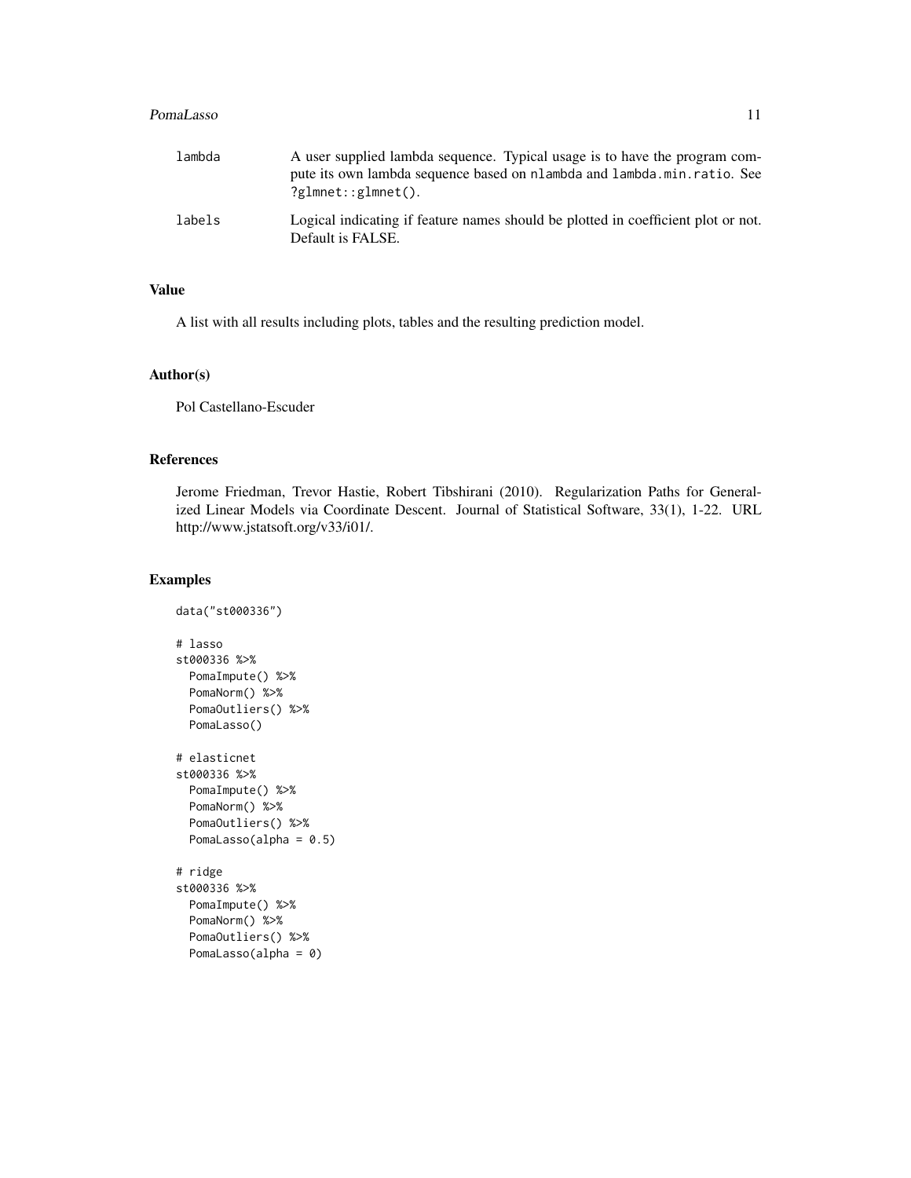| | |
|---|---|
| lambda | A user supplied lambda sequence. Typical usage is to have the program compute its own lambda sequence based on nlambda and lambda.min.ratio. See ?glmnet::glmnet(). |
| labels | Logical indicating if feature names should be plotted in coefficient plot or not. Default is FALSE. |

## Value

A list with all results including plots, tables and the resulting prediction model.

## Author(s)

Pol Castellano-Escuder

## References

Jerome Friedman, Trevor Hastie, Robert Tibshirani (2010). Regularization Paths for Generalized Linear Models via Coordinate Descent. Journal of Statistical Software, 33(1), 1-22. URL http://www.jstatsoft.org/v33/i01/.

## Examples

```
data("st000336")

# lasso
st000336 %>%
  PomaImpute() %>%
  PomaNorm() %>%
  PomaOutliers() %>%
  PomaLasso()

# elasticnet
st000336 %>%
  PomaImpute() %>%
  PomaNorm() %>%
  PomaOutliers() %>%
  PomaLasso(alpha = 0.5)

# ridge
st000336 %>%
  PomaImpute() %>%
  PomaNorm() %>%
  PomaOutliers() %>%
  PomaLasso(alpha = 0)
```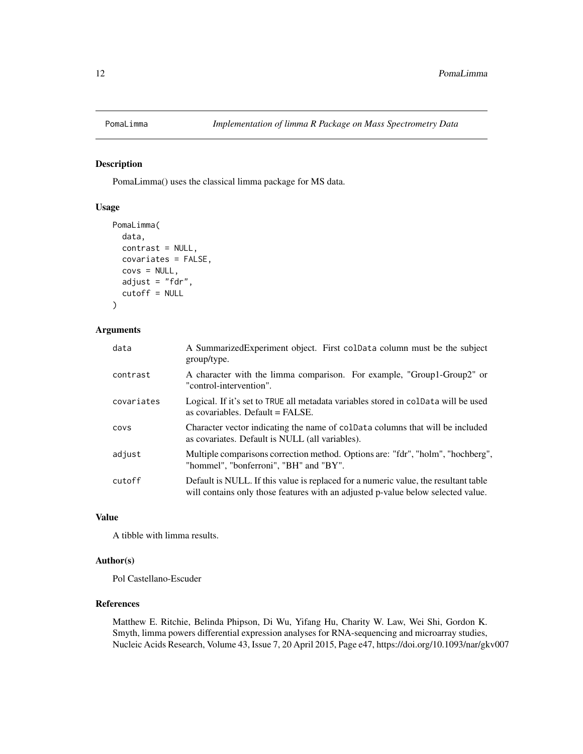PomaLimma    *Implementation of limma R Package on Mass Spectrometry Data*

## Description

PomaLimma() uses the classical limma package for MS data.

## Usage

```
PomaLimma(
  data,
  contrast = NULL,
  covariates = FALSE,
  covs = NULL,
  adjust = "fdr",
  cutoff = NULL
)
```

## Arguments

| | |
|---|---|
| data | A SummarizedExperiment object. First colData column must be the subject group/type. |
| contrast | A character with the limma comparison. For example, "Group1-Group2" or "control-intervention". |
| covariates | Logical. If it's set to TRUE all metadata variables stored in colData will be used as covariables. Default = FALSE. |
| covs | Character vector indicating the name of colData columns that will be included as covariates. Default is NULL (all variables). |
| adjust | Multiple comparisons correction method. Options are: "fdr", "holm", "hochberg", "hommel", "bonferroni", "BH" and "BY". |
| cutoff | Default is NULL. If this value is replaced for a numeric value, the resultant table will contains only those features with an adjusted p-value below selected value. |

## Value

A tibble with limma results.

## Author(s)

Pol Castellano-Escuder

## References

Matthew E. Ritchie, Belinda Phipson, Di Wu, Yifang Hu, Charity W. Law, Wei Shi, Gordon K. Smyth, limma powers differential expression analyses for RNA-sequencing and microarray studies, Nucleic Acids Research, Volume 43, Issue 7, 20 April 2015, Page e47, https://doi.org/10.1093/nar/gkv007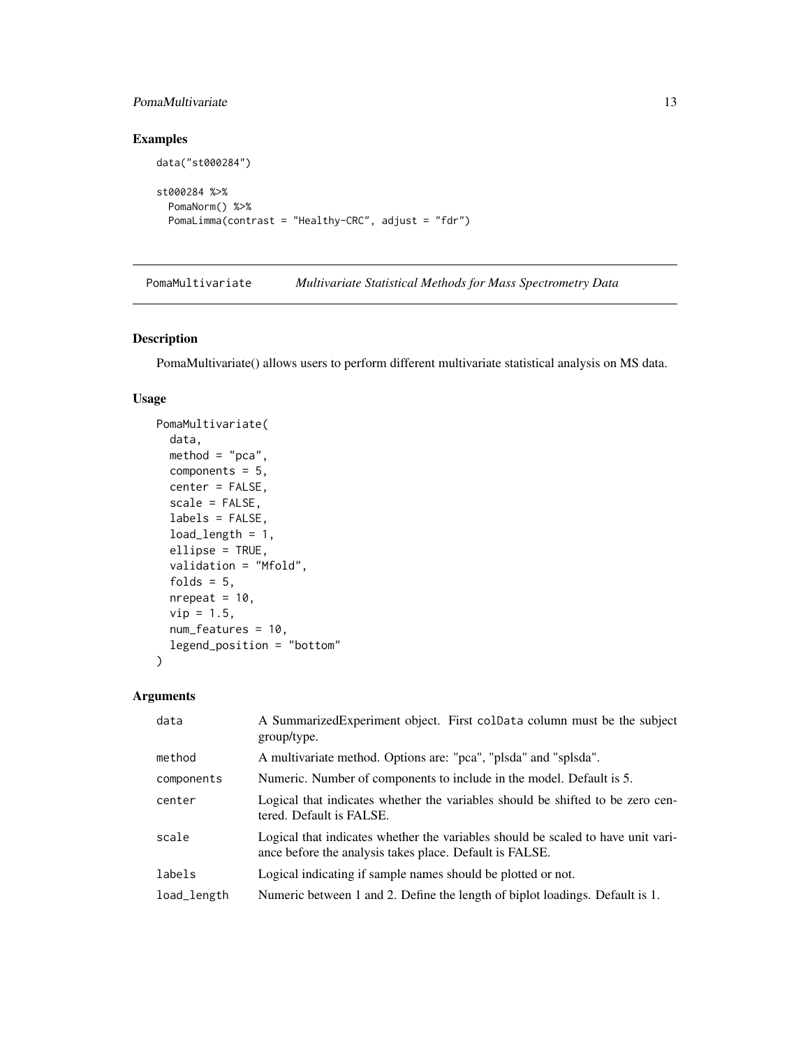## Examples

```
data("st000284")

st000284 %>%
  PomaNorm() %>%
  PomaLimma(contrast = "Healthy-CRC", adjust = "fdr")
```

# PomaMultivariate *Multivariate Statistical Methods for Mass Spectrometry Data*

## Description

PomaMultivariate() allows users to perform different multivariate statistical analysis on MS data.

## Usage

```
PomaMultivariate(
  data,
  method = "pca",
  components = 5,
  center = FALSE,
  scale = FALSE,
  labels = FALSE,
  load_length = 1,
  ellipse = TRUE,
  validation = "Mfold",
  folds = 5,
  nrepeat = 10,
  vip = 1.5,
  num_features = 10,
  legend_position = "bottom"
)
```

## Arguments

| | |
|---|---|
| data | A SummarizedExperiment object. First colData column must be the subject group/type. |
| method | A multivariate method. Options are: "pca", "plsda" and "splsda". |
| components | Numeric. Number of components to include in the model. Default is 5. |
| center | Logical that indicates whether the variables should be shifted to be zero centered. Default is FALSE. |
| scale | Logical that indicates whether the variables should be scaled to have unit variance before the analysis takes place. Default is FALSE. |
| labels | Logical indicating if sample names should be plotted or not. |
| load_length | Numeric between 1 and 2. Define the length of biplot loadings. Default is 1. |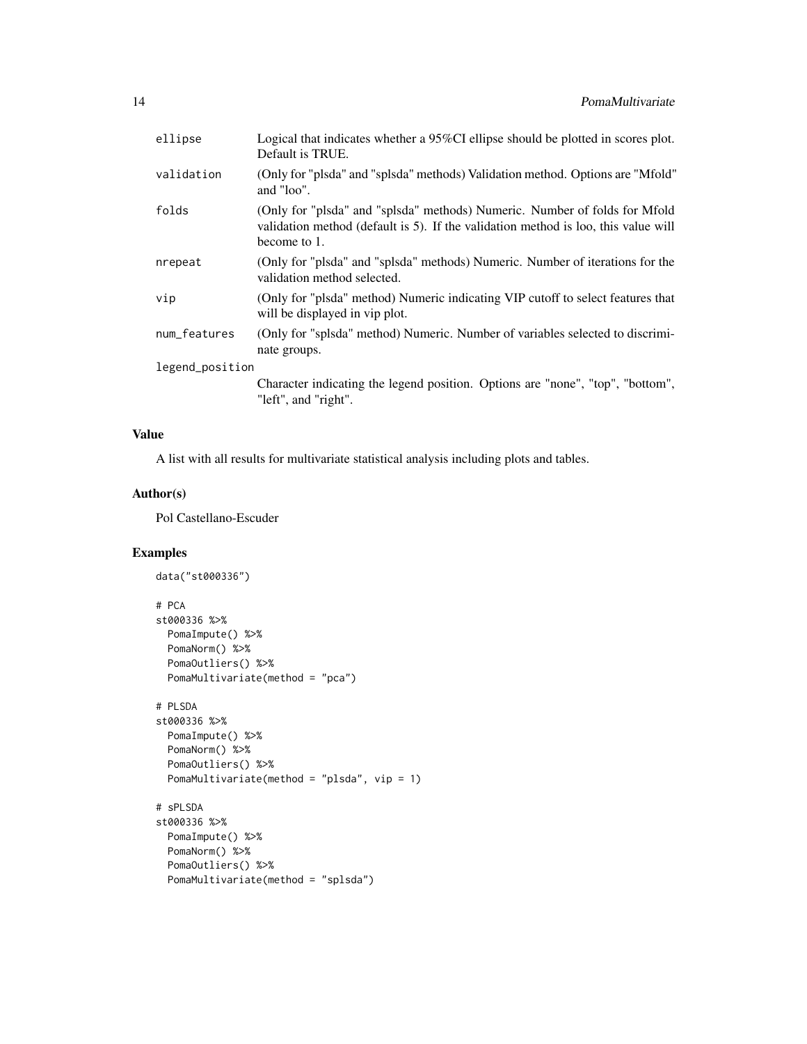| | |
|---|---|
| ellipse | Logical that indicates whether a 95%CI ellipse should be plotted in scores plot. Default is TRUE. |
| validation | (Only for "plsda" and "splsda" methods) Validation method. Options are "Mfold" and "loo". |
| folds | (Only for "plsda" and "splsda" methods) Numeric. Number of folds for Mfold validation method (default is 5). If the validation method is loo, this value will become to 1. |
| nrepeat | (Only for "plsda" and "splsda" methods) Numeric. Number of iterations for the validation method selected. |
| vip | (Only for "plsda" method) Numeric indicating VIP cutoff to select features that will be displayed in vip plot. |
| num_features | (Only for "splsda" method) Numeric. Number of variables selected to discriminate groups. |
| legend_position | Character indicating the legend position. Options are "none", "top", "bottom", "left", and "right". |

## Value

A list with all results for multivariate statistical analysis including plots and tables.

## Author(s)

Pol Castellano-Escuder

## Examples

```
data("st000336")

# PCA
st000336 %>%
  PomaImpute() %>%
  PomaNorm() %>%
  PomaOutliers() %>%
  PomaMultivariate(method = "pca")

# PLSDA
st000336 %>%
  PomaImpute() %>%
  PomaNorm() %>%
  PomaOutliers() %>%
  PomaMultivariate(method = "plsda", vip = 1)

# sPLSDA
st000336 %>%
  PomaImpute() %>%
  PomaNorm() %>%
  PomaOutliers() %>%
  PomaMultivariate(method = "splsda")
```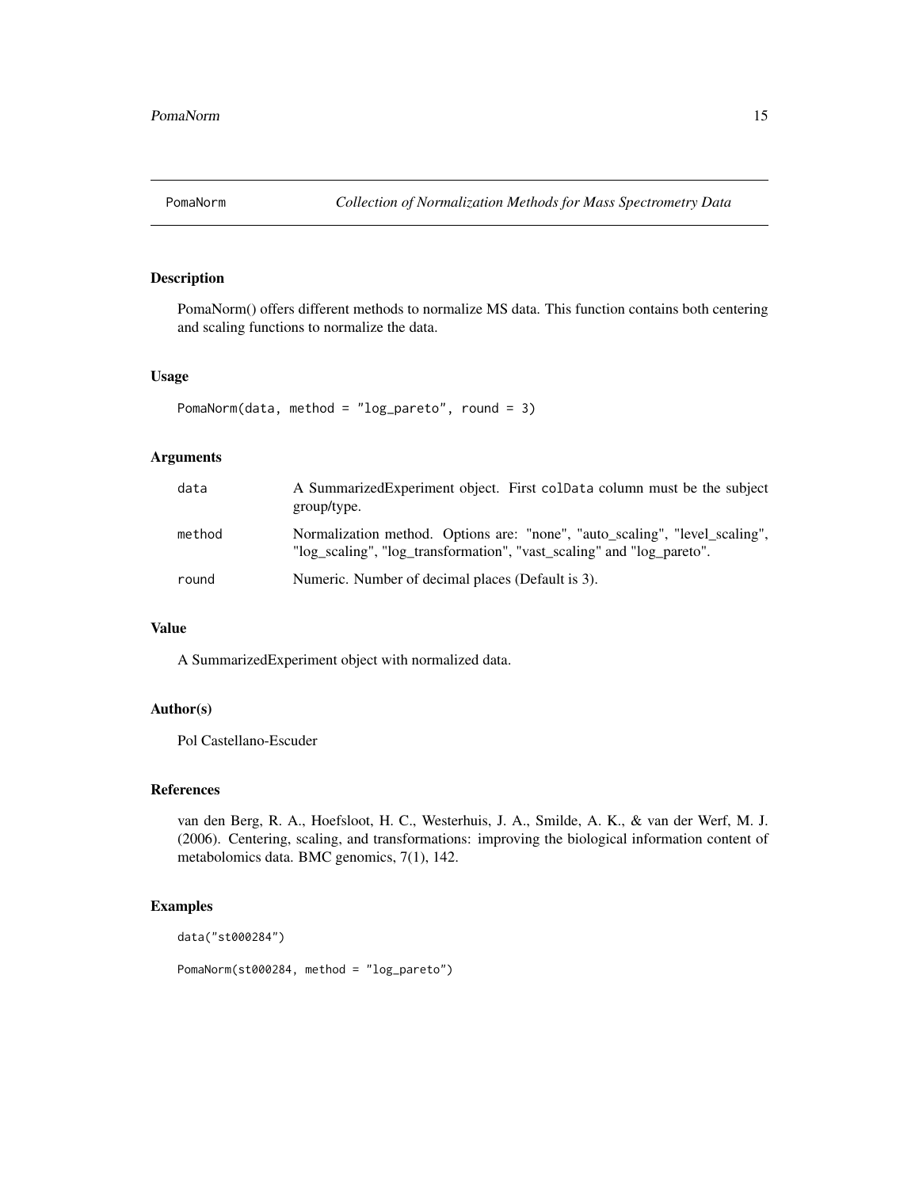# PomaNorm — *Collection of Normalization Methods for Mass Spectrometry Data*

## Description

PomaNorm() offers different methods to normalize MS data. This function contains both centering and scaling functions to normalize the data.

## Usage

```
PomaNorm(data, method = "log_pareto", round = 3)
```

## Arguments

| | |
|---|---|
| data | A SummarizedExperiment object. First `colData` column must be the subject group/type. |
| method | Normalization method. Options are: "none", "auto_scaling", "level_scaling", "log_scaling", "log_transformation", "vast_scaling" and "log_pareto". |
| round | Numeric. Number of decimal places (Default is 3). |

## Value

A SummarizedExperiment object with normalized data.

## Author(s)

Pol Castellano-Escuder

## References

van den Berg, R. A., Hoefsloot, H. C., Westerhuis, J. A., Smilde, A. K., & van der Werf, M. J. (2006). Centering, scaling, and transformations: improving the biological information content of metabolomics data. BMC genomics, 7(1), 142.

## Examples

```
data("st000284")

PomaNorm(st000284, method = "log_pareto")
```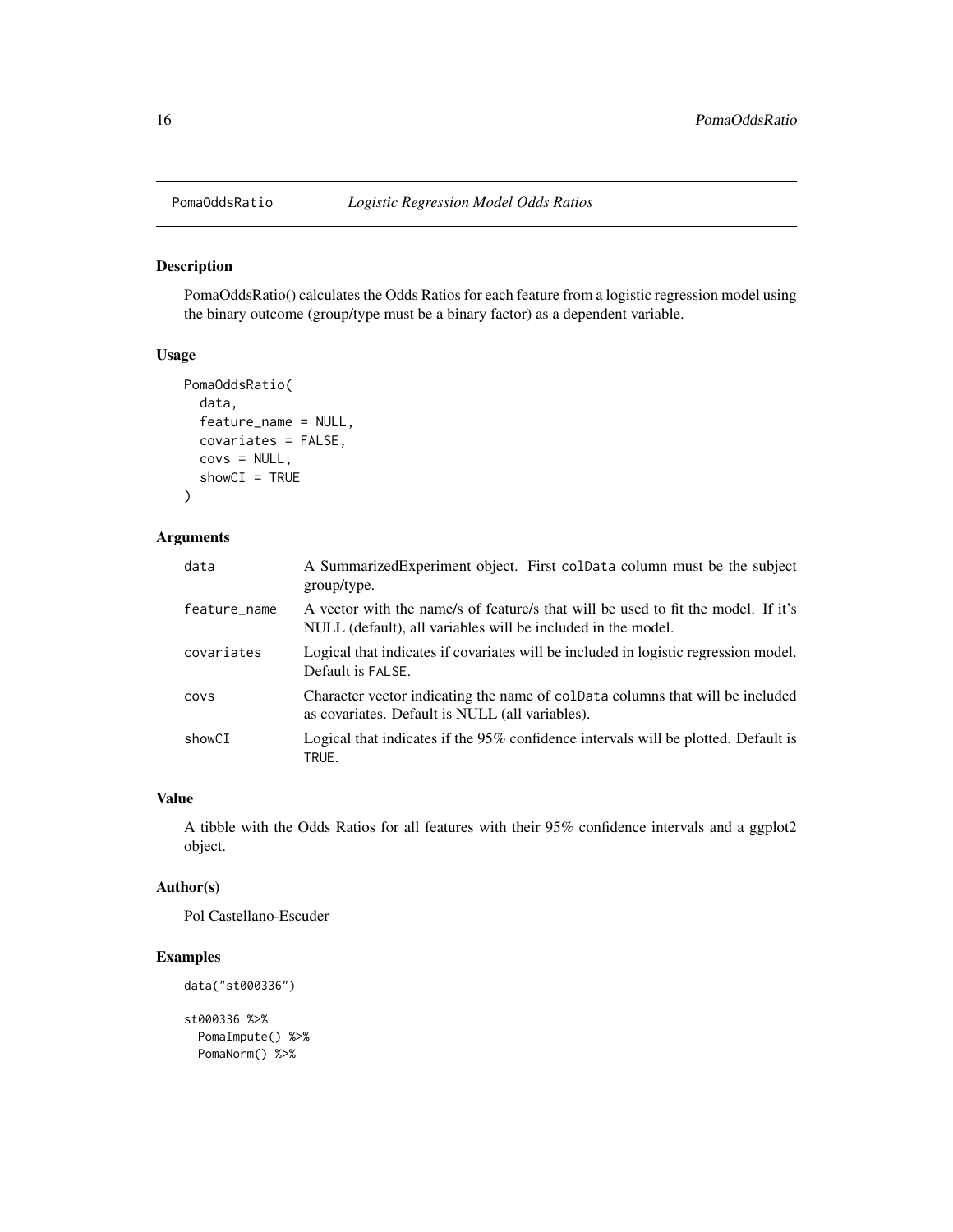# PomaOddsRatio — *Logistic Regression Model Odds Ratios*

## Description

PomaOddsRatio() calculates the Odds Ratios for each feature from a logistic regression model using the binary outcome (group/type must be a binary factor) as a dependent variable.

## Usage

```
PomaOddsRatio(
  data,
  feature_name = NULL,
  covariates = FALSE,
  covs = NULL,
  showCI = TRUE
)
```

## Arguments

| Argument | Description |
| --- | --- |
| data | A SummarizedExperiment object. First colData column must be the subject group/type. |
| feature_name | A vector with the name/s of feature/s that will be used to fit the model. If it's NULL (default), all variables will be included in the model. |
| covariates | Logical that indicates if covariates will be included in logistic regression model. Default is FALSE. |
| covs | Character vector indicating the name of colData columns that will be included as covariates. Default is NULL (all variables). |
| showCI | Logical that indicates if the 95% confidence intervals will be plotted. Default is TRUE. |

## Value

A tibble with the Odds Ratios for all features with their 95% confidence intervals and a ggplot2 object.

## Author(s)

Pol Castellano-Escuder

## Examples

```
data("st000336")

st000336 %>%
  PomaImpute() %>%
  PomaNorm() %>%
```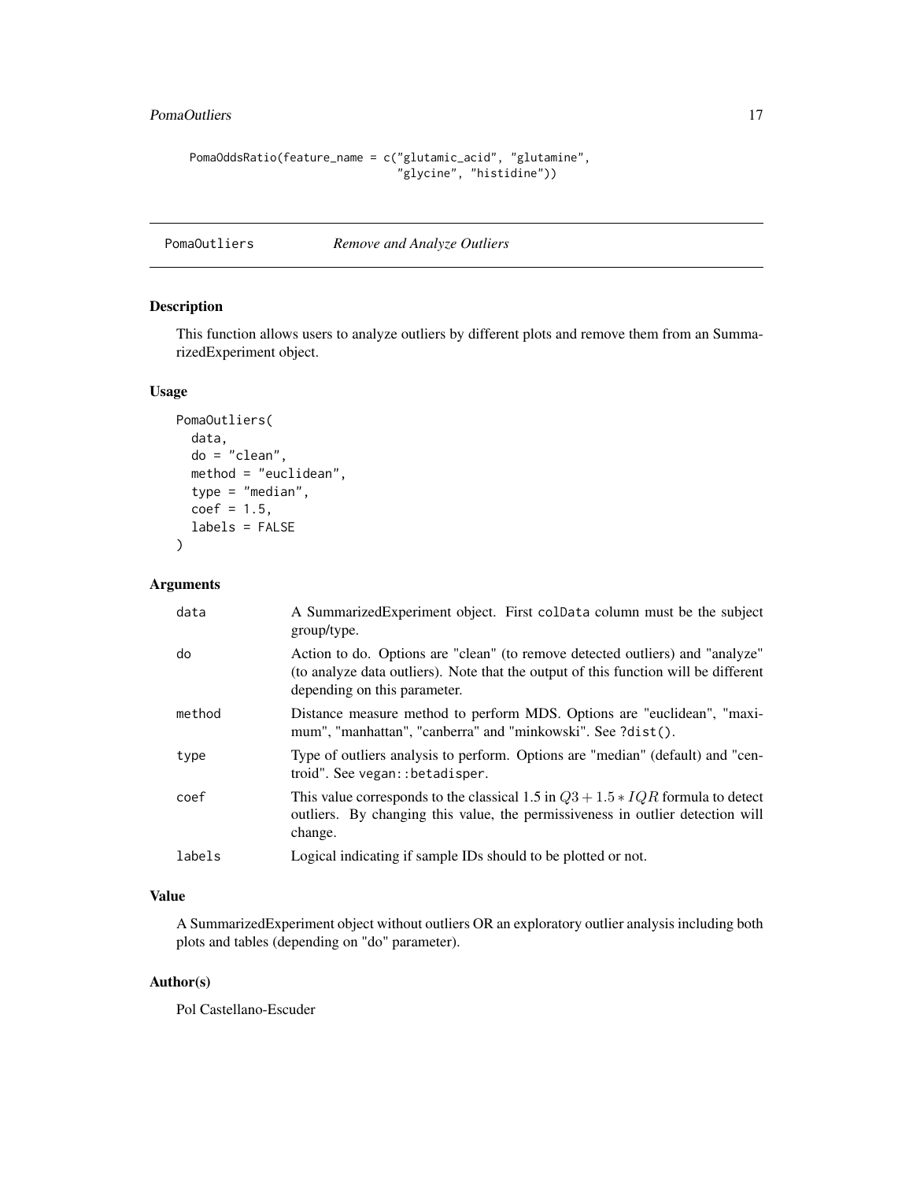```
PomaOddsRatio(feature_name = c("glutamic_acid", "glutamine",
                               "glycine", "histidine"))
```

---

## PomaOutliers *Remove and Analyze Outliers*

---

### Description

This function allows users to analyze outliers by different plots and remove them from an SummarizedExperiment object.

### Usage

```
PomaOutliers(
  data,
  do = "clean",
  method = "euclidean",
  type = "median",
  coef = 1.5,
  labels = FALSE
)
```

### Arguments

| | |
|---|---|
| data | A SummarizedExperiment object. First colData column must be the subject group/type. |
| do | Action to do. Options are "clean" (to remove detected outliers) and "analyze" (to analyze data outliers). Note that the output of this function will be different depending on this parameter. |
| method | Distance measure method to perform MDS. Options are "euclidean", "maximum", "manhattan", "canberra" and "minkowski". See ?dist(). |
| type | Type of outliers analysis to perform. Options are "median" (default) and "centroid". See vegan::betadisper. |
| coef | This value corresponds to the classical 1.5 in $Q3 + 1.5 * IQR$ formula to detect outliers. By changing this value, the permissiveness in outlier detection will change. |
| labels | Logical indicating if sample IDs should to be plotted or not. |

### Value

A SummarizedExperiment object without outliers OR an exploratory outlier analysis including both plots and tables (depending on "do" parameter).

### Author(s)

Pol Castellano-Escuder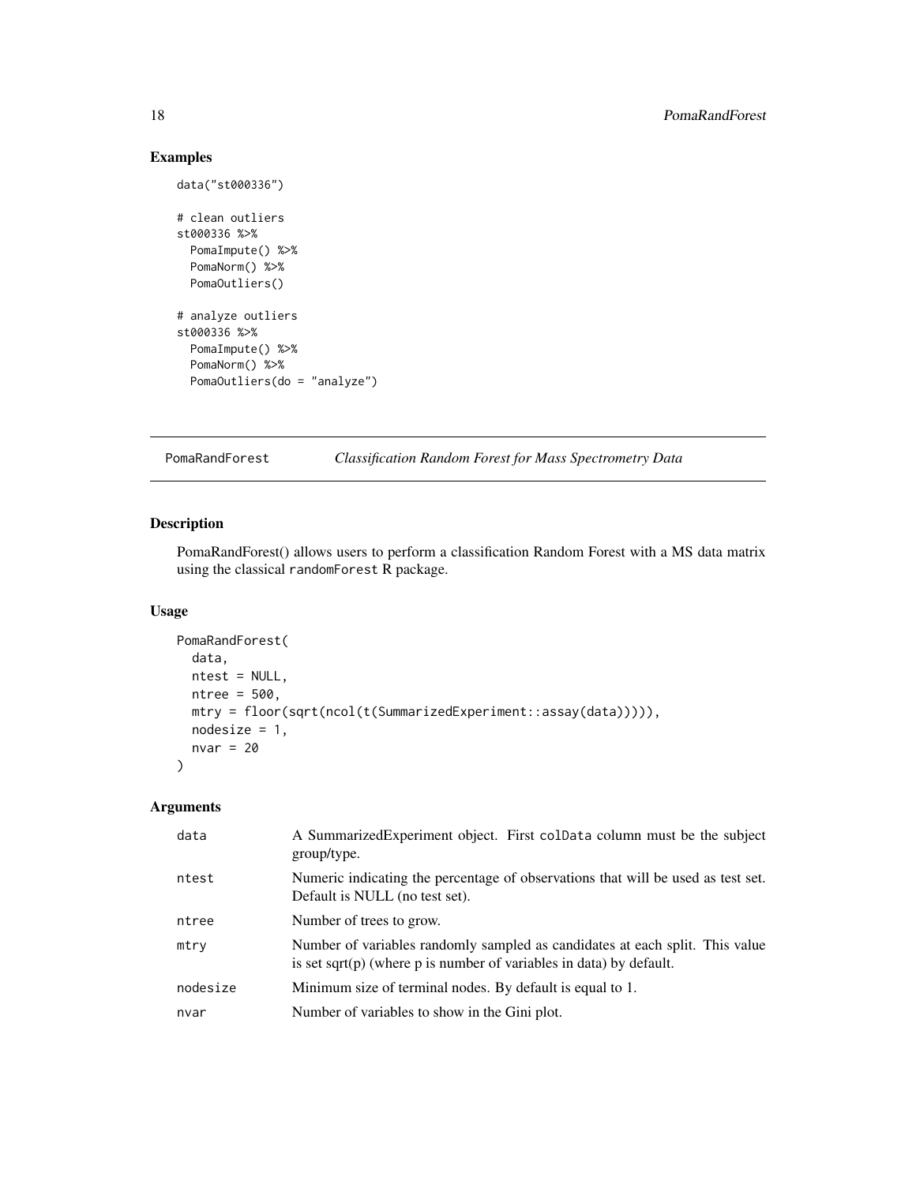## Examples

```
data("st000336")

# clean outliers
st000336 %>%
  PomaImpute() %>%
  PomaNorm() %>%
  PomaOutliers()

# analyze outliers
st000336 %>%
  PomaImpute() %>%
  PomaNorm() %>%
  PomaOutliers(do = "analyze")
```

---

# PomaRandForest *Classification Random Forest for Mass Spectrometry Data*

## Description

PomaRandForest() allows users to perform a classification Random Forest with a MS data matrix using the classical randomForest R package.

## Usage

```
PomaRandForest(
  data,
  ntest = NULL,
  ntree = 500,
  mtry = floor(sqrt(ncol(t(SummarizedExperiment::assay(data))))),
  nodesize = 1,
  nvar = 20
)
```

## Arguments

| | |
|---|---|
| data | A SummarizedExperiment object. First colData column must be the subject group/type. |
| ntest | Numeric indicating the percentage of observations that will be used as test set. Default is NULL (no test set). |
| ntree | Number of trees to grow. |
| mtry | Number of variables randomly sampled as candidates at each split. This value is set sqrt(p) (where p is number of variables in data) by default. |
| nodesize | Minimum size of terminal nodes. By default is equal to 1. |
| nvar | Number of variables to show in the Gini plot. |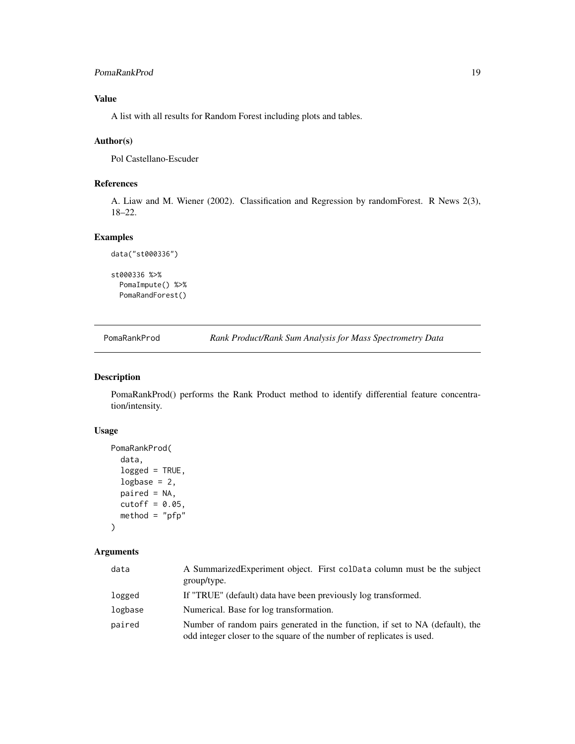## Value

A list with all results for Random Forest including plots and tables.

## Author(s)

Pol Castellano-Escuder

## References

A. Liaw and M. Wiener (2002). Classification and Regression by randomForest. R News 2(3), 18–22.

## Examples

```
data("st000336")

st000336 %>%
  PomaImpute() %>%
  PomaRandForest()
```

---

# PomaRankProd — *Rank Product/Rank Sum Analysis for Mass Spectrometry Data*

## Description

PomaRankProd() performs the Rank Product method to identify differential feature concentration/intensity.

## Usage

```
PomaRankProd(
  data,
  logged = TRUE,
  logbase = 2,
  paired = NA,
  cutoff = 0.05,
  method = "pfp"
)
```

## Arguments

| | |
|---|---|
| data | A SummarizedExperiment object. First colData column must be the subject group/type. |
| logged | If "TRUE" (default) data have been previously log transformed. |
| logbase | Numerical. Base for log transformation. |
| paired | Number of random pairs generated in the function, if set to NA (default), the odd integer closer to the square of the number of replicates is used. |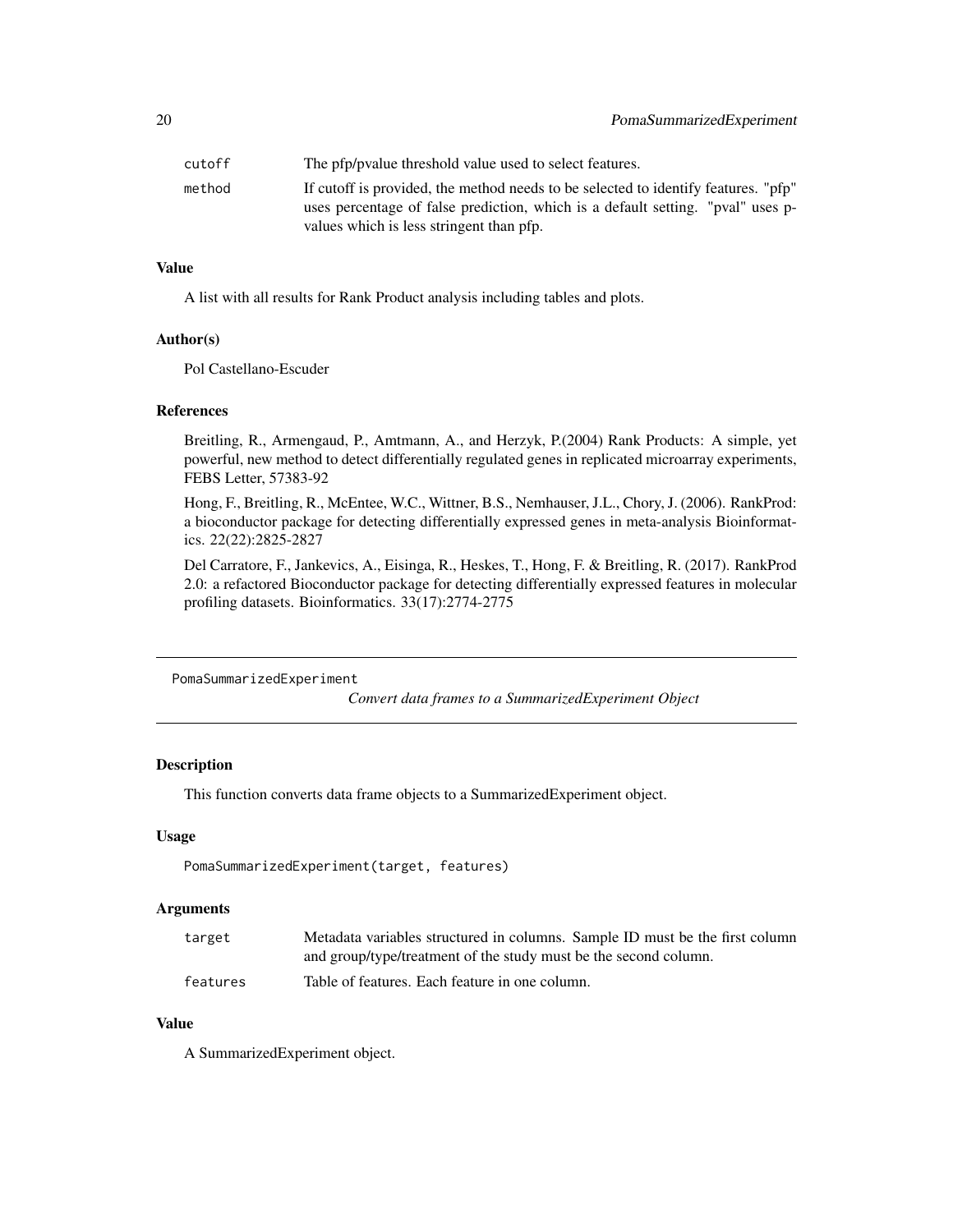| | |
|---|---|
| cutoff | The pfp/pvalue threshold value used to select features. |
| method | If cutoff is provided, the method needs to be selected to identify features. "pfp" uses percentage of false prediction, which is a default setting. "pval" uses p-values which is less stringent than pfp. |

### Value

A list with all results for Rank Product analysis including tables and plots.

### Author(s)

Pol Castellano-Escuder

### References

Breitling, R., Armengaud, P., Amtmann, A., and Herzyk, P.(2004) Rank Products: A simple, yet powerful, new method to detect differentially regulated genes in replicated microarray experiments, FEBS Letter, 57383-92

Hong, F., Breitling, R., McEntee, W.C., Wittner, B.S., Nemhauser, J.L., Chory, J. (2006). RankProd: a bioconductor package for detecting differentially expressed genes in meta-analysis Bioinformatics. 22(22):2825-2827

Del Carratore, F., Jankevics, A., Eisinga, R., Heskes, T., Hong, F. & Breitling, R. (2017). RankProd 2.0: a refactored Bioconductor package for detecting differentially expressed features in molecular profiling datasets. Bioinformatics. 33(17):2774-2775

---

## PomaSummarizedExperiment — *Convert data frames to a SummarizedExperiment Object*

### Description

This function converts data frame objects to a SummarizedExperiment object.

### Usage

```
PomaSummarizedExperiment(target, features)
```

### Arguments

| | |
|---|---|
| target | Metadata variables structured in columns. Sample ID must be the first column and group/type/treatment of the study must be the second column. |
| features | Table of features. Each feature in one column. |

### Value

A SummarizedExperiment object.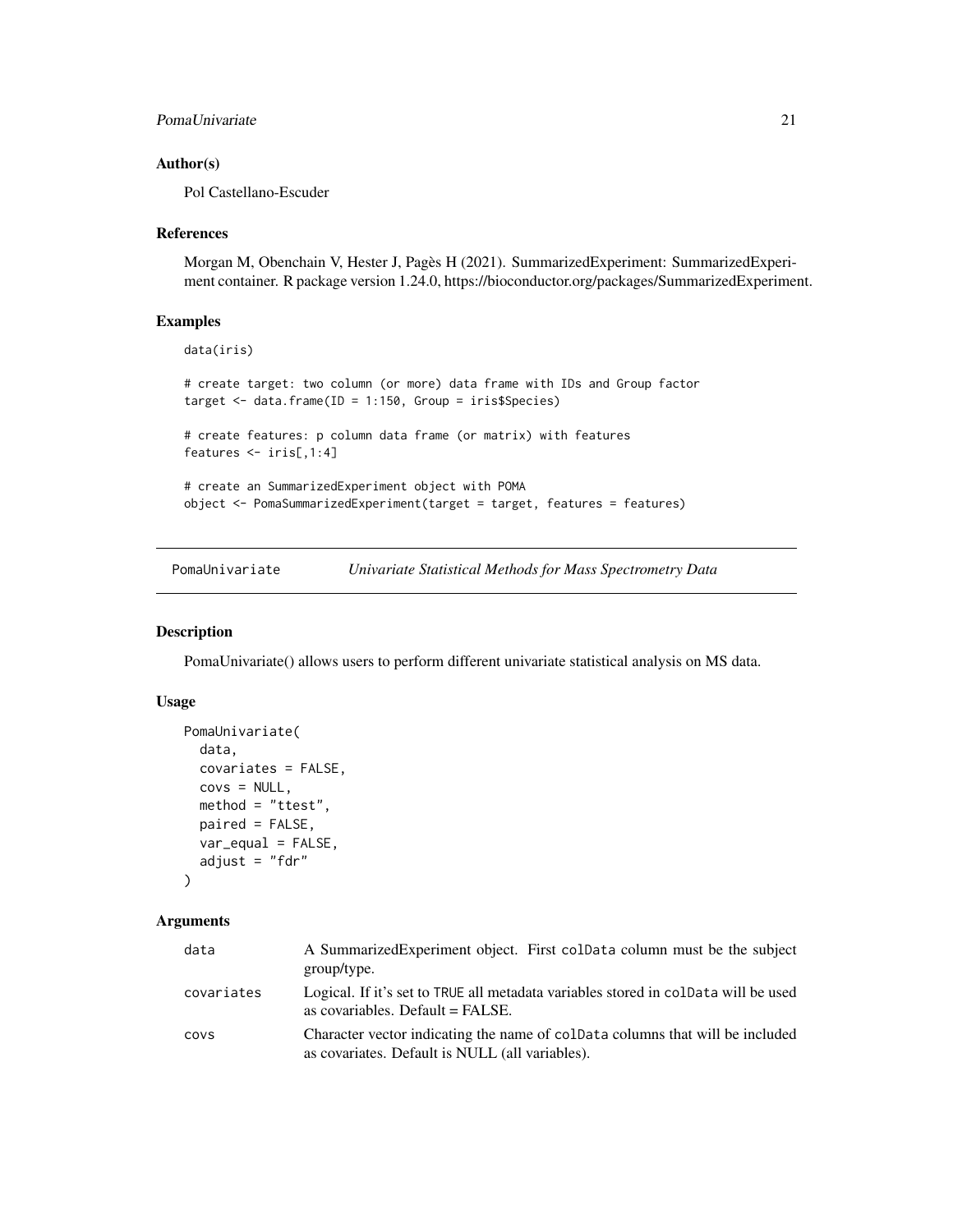## Author(s)

Pol Castellano-Escuder

## References

Morgan M, Obenchain V, Hester J, Pagès H (2021). SummarizedExperiment: SummarizedExperiment container. R package version 1.24.0, https://bioconductor.org/packages/SummarizedExperiment.

## Examples

```
data(iris)

# create target: two column (or more) data frame with IDs and Group factor
target <- data.frame(ID = 1:150, Group = iris$Species)

# create features: p column data frame (or matrix) with features
features <- iris[,1:4]

# create an SummarizedExperiment object with POMA
object <- PomaSummarizedExperiment(target = target, features = features)
```

---

# PomaUnivariate — *Univariate Statistical Methods for Mass Spectrometry Data*

## Description

PomaUnivariate() allows users to perform different univariate statistical analysis on MS data.

## Usage

```
PomaUnivariate(
  data,
  covariates = FALSE,
  covs = NULL,
  method = "ttest",
  paired = FALSE,
  var_equal = FALSE,
  adjust = "fdr"
)
```

## Arguments

| | |
|---|---|
| data | A SummarizedExperiment object. First colData column must be the subject group/type. |
| covariates | Logical. If it's set to TRUE all metadata variables stored in colData will be used as covariables. Default = FALSE. |
| covs | Character vector indicating the name of colData columns that will be included as covariates. Default is NULL (all variables). |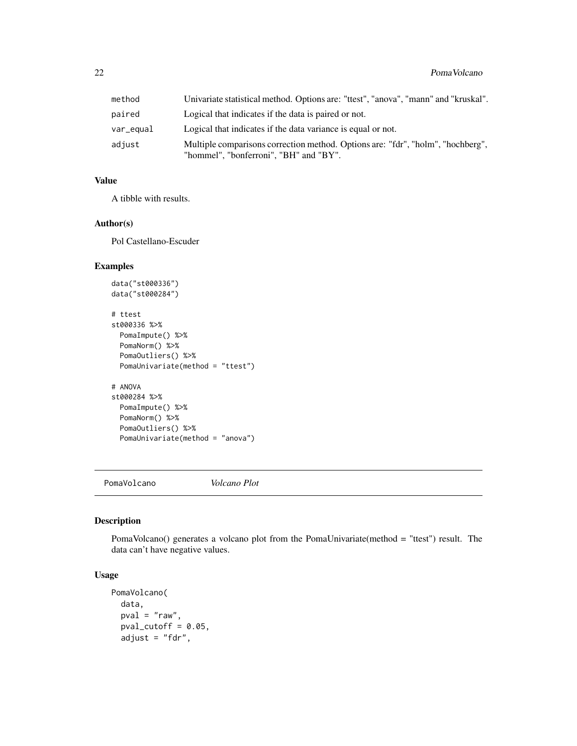| | |
|---|---|
| method | Univariate statistical method. Options are: "ttest", "anova", "mann" and "kruskal". |
| paired | Logical that indicates if the data is paired or not. |
| var_equal | Logical that indicates if the data variance is equal or not. |
| adjust | Multiple comparisons correction method. Options are: "fdr", "holm", "hochberg", "hommel", "bonferroni", "BH" and "BY". |

### Value

A tibble with results.

### Author(s)

Pol Castellano-Escuder

### Examples

```
data("st000336")
data("st000284")

# ttest
st000336 %>%
  PomaImpute() %>%
  PomaNorm() %>%
  PomaOutliers() %>%
  PomaUnivariate(method = "ttest")

# ANOVA
st000284 %>%
  PomaImpute() %>%
  PomaNorm() %>%
  PomaOutliers() %>%
  PomaUnivariate(method = "anova")
```

---

## PomaVolcano *Volcano Plot*

---

### Description

PomaVolcano() generates a volcano plot from the PomaUnivariate(method = "ttest") result. The data can't have negative values.

### Usage

```
PomaVolcano(
  data,
  pval = "raw",
  pval_cutoff = 0.05,
  adjust = "fdr",
```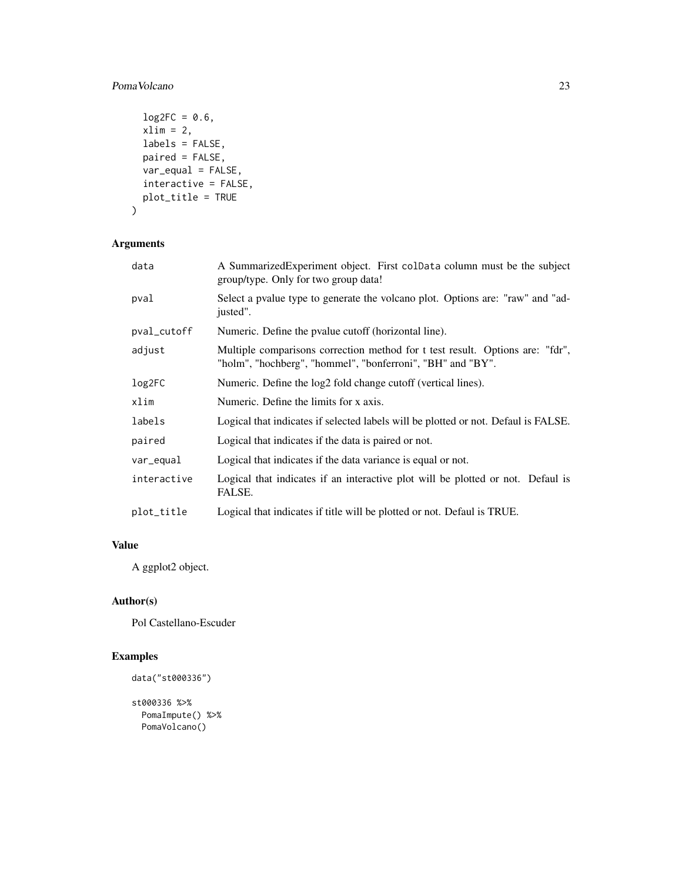```
  log2FC = 0.6,
  xlim = 2,
  labels = FALSE,
  paired = FALSE,
  var_equal = FALSE,
  interactive = FALSE,
  plot_title = TRUE
)
```

## Arguments

| | |
|---|---|
| data | A SummarizedExperiment object. First colData column must be the subject group/type. Only for two group data! |
| pval | Select a pvalue type to generate the volcano plot. Options are: "raw" and "adjusted". |
| pval_cutoff | Numeric. Define the pvalue cutoff (horizontal line). |
| adjust | Multiple comparisons correction method for t test result. Options are: "fdr", "holm", "hochberg", "hommel", "bonferroni", "BH" and "BY". |
| log2FC | Numeric. Define the log2 fold change cutoff (vertical lines). |
| xlim | Numeric. Define the limits for x axis. |
| labels | Logical that indicates if selected labels will be plotted or not. Defaul is FALSE. |
| paired | Logical that indicates if the data is paired or not. |
| var_equal | Logical that indicates if the data variance is equal or not. |
| interactive | Logical that indicates if an interactive plot will be plotted or not. Defaul is FALSE. |
| plot_title | Logical that indicates if title will be plotted or not. Defaul is TRUE. |

## Value

A ggplot2 object.

## Author(s)

Pol Castellano-Escuder

## Examples

```
data("st000336")

st000336 %>%
  PomaImpute() %>%
  PomaVolcano()
```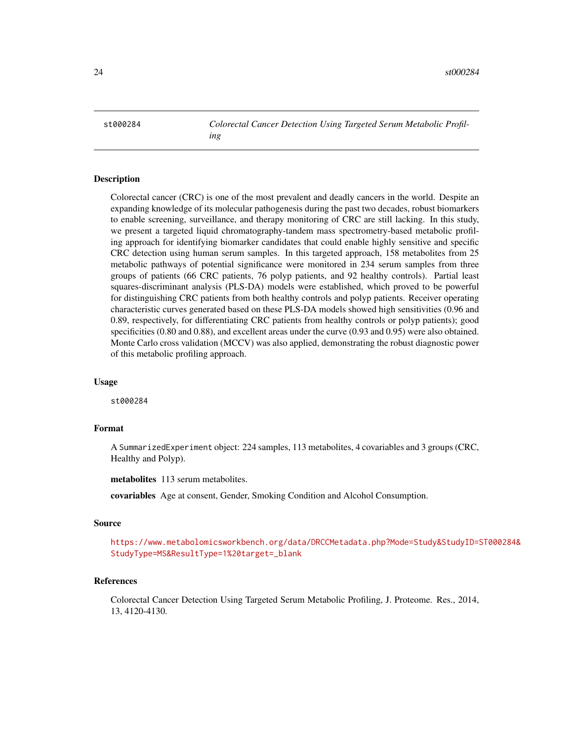st000284 — *Colorectal Cancer Detection Using Targeted Serum Metabolic Profiling*

## Description

Colorectal cancer (CRC) is one of the most prevalent and deadly cancers in the world. Despite an expanding knowledge of its molecular pathogenesis during the past two decades, robust biomarkers to enable screening, surveillance, and therapy monitoring of CRC are still lacking. In this study, we present a targeted liquid chromatography-tandem mass spectrometry-based metabolic profiling approach for identifying biomarker candidates that could enable highly sensitive and specific CRC detection using human serum samples. In this targeted approach, 158 metabolites from 25 metabolic pathways of potential significance were monitored in 234 serum samples from three groups of patients (66 CRC patients, 76 polyp patients, and 92 healthy controls). Partial least squares-discriminant analysis (PLS-DA) models were established, which proved to be powerful for distinguishing CRC patients from both healthy controls and polyp patients. Receiver operating characteristic curves generated based on these PLS-DA models showed high sensitivities (0.96 and 0.89, respectively, for differentiating CRC patients from healthy controls or polyp patients); good specificities (0.80 and 0.88), and excellent areas under the curve (0.93 and 0.95) were also obtained. Monte Carlo cross validation (MCCV) was also applied, demonstrating the robust diagnostic power of this metabolic profiling approach.

## Usage

```
st000284
```

## Format

A `SummarizedExperiment` object: 224 samples, 113 metabolites, 4 covariables and 3 groups (CRC, Healthy and Polyp).

**metabolites** 113 serum metabolites.

**covariables** Age at consent, Gender, Smoking Condition and Alcohol Consumption.

## Source

https://www.metabolomicsworkbench.org/data/DRCCMetadata.php?Mode=Study&StudyID=ST000284&StudyType=MS&ResultType=1%20target=_blank

## References

Colorectal Cancer Detection Using Targeted Serum Metabolic Profiling, J. Proteome. Res., 2014, 13, 4120-4130.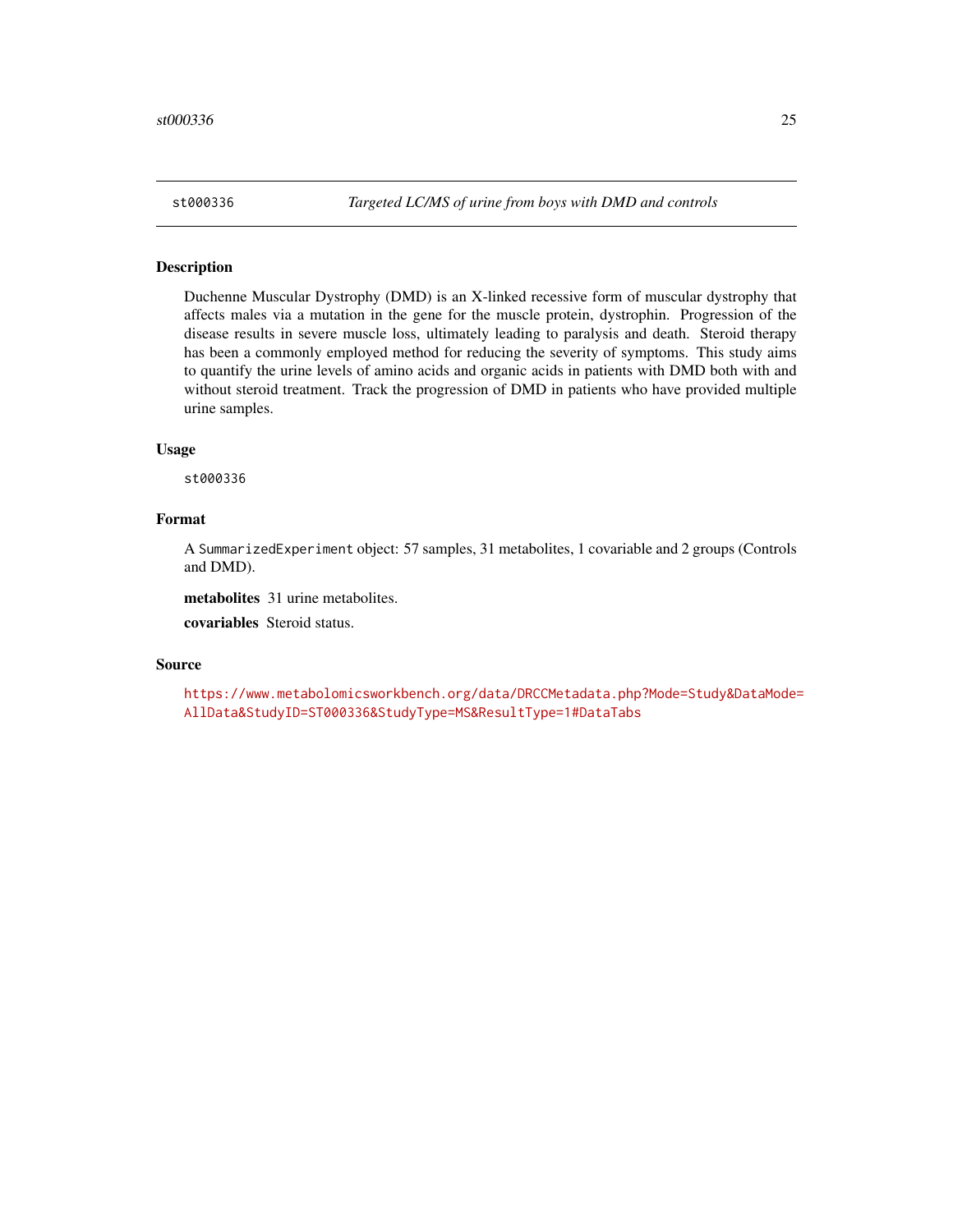## st000336 *Targeted LC/MS of urine from boys with DMD and controls*

### Description

Duchenne Muscular Dystrophy (DMD) is an X-linked recessive form of muscular dystrophy that affects males via a mutation in the gene for the muscle protein, dystrophin. Progression of the disease results in severe muscle loss, ultimately leading to paralysis and death. Steroid therapy has been a commonly employed method for reducing the severity of symptoms. This study aims to quantify the urine levels of amino acids and organic acids in patients with DMD both with and without steroid treatment. Track the progression of DMD in patients who have provided multiple urine samples.

### Usage

```
st000336
```

### Format

A `SummarizedExperiment` object: 57 samples, 31 metabolites, 1 covariable and 2 groups (Controls and DMD).

**metabolites** 31 urine metabolites.

**covariables** Steroid status.

### Source

https://www.metabolomicsworkbench.org/data/DRCCMetadata.php?Mode=Study&DataMode=AllData&StudyID=ST000336&StudyType=MS&ResultType=1#DataTabs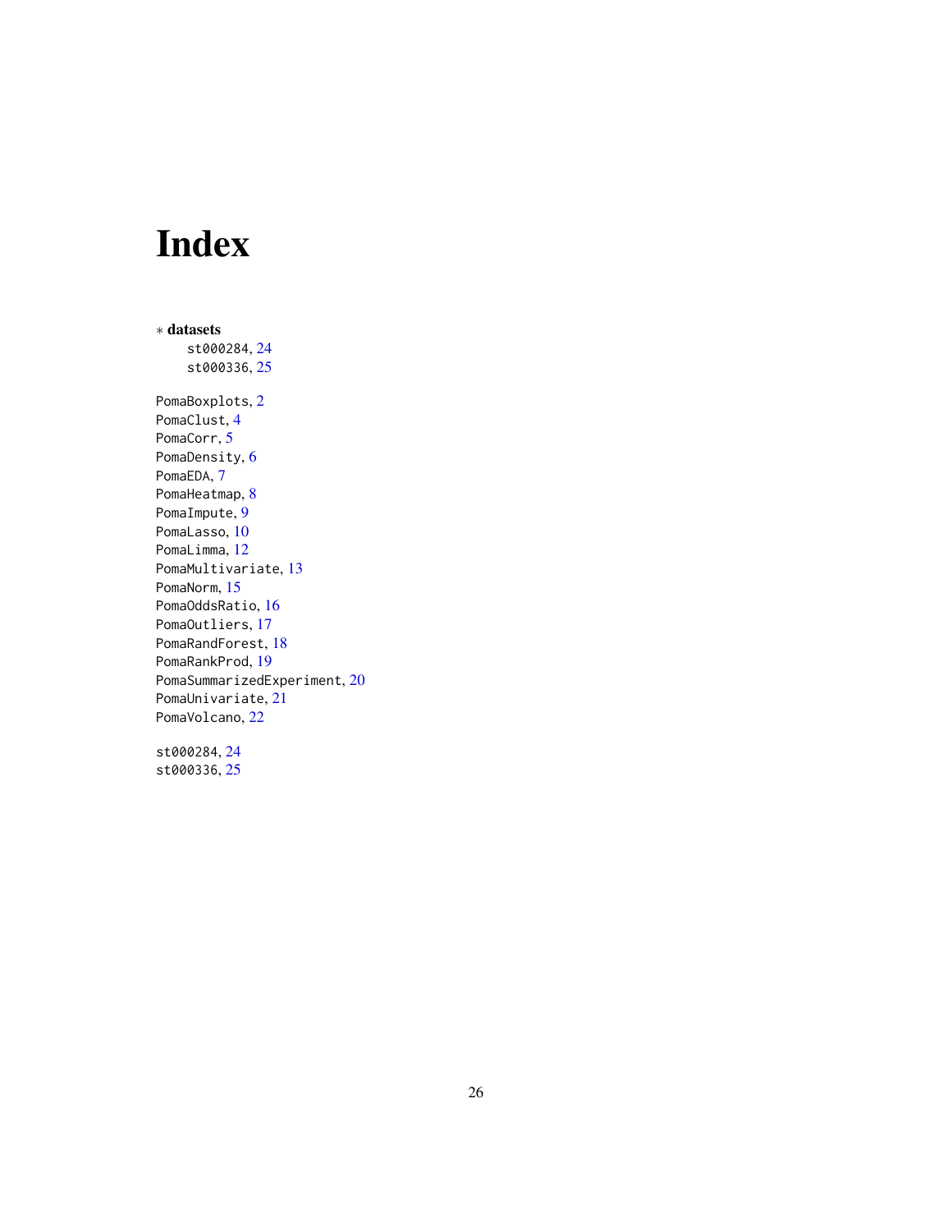# Index

∗ **datasets**
    st000284, 24
    st000336, 25

PomaBoxplots, 2
PomaClust, 4
PomaCorr, 5
PomaDensity, 6
PomaEDA, 7
PomaHeatmap, 8
PomaImpute, 9
PomaLasso, 10
PomaLimma, 12
PomaMultivariate, 13
PomaNorm, 15
PomaOddsRatio, 16
PomaOutliers, 17
PomaRandForest, 18
PomaRankProd, 19
PomaSummarizedExperiment, 20
PomaUnivariate, 21
PomaVolcano, 22

st000284, 24
st000336, 25